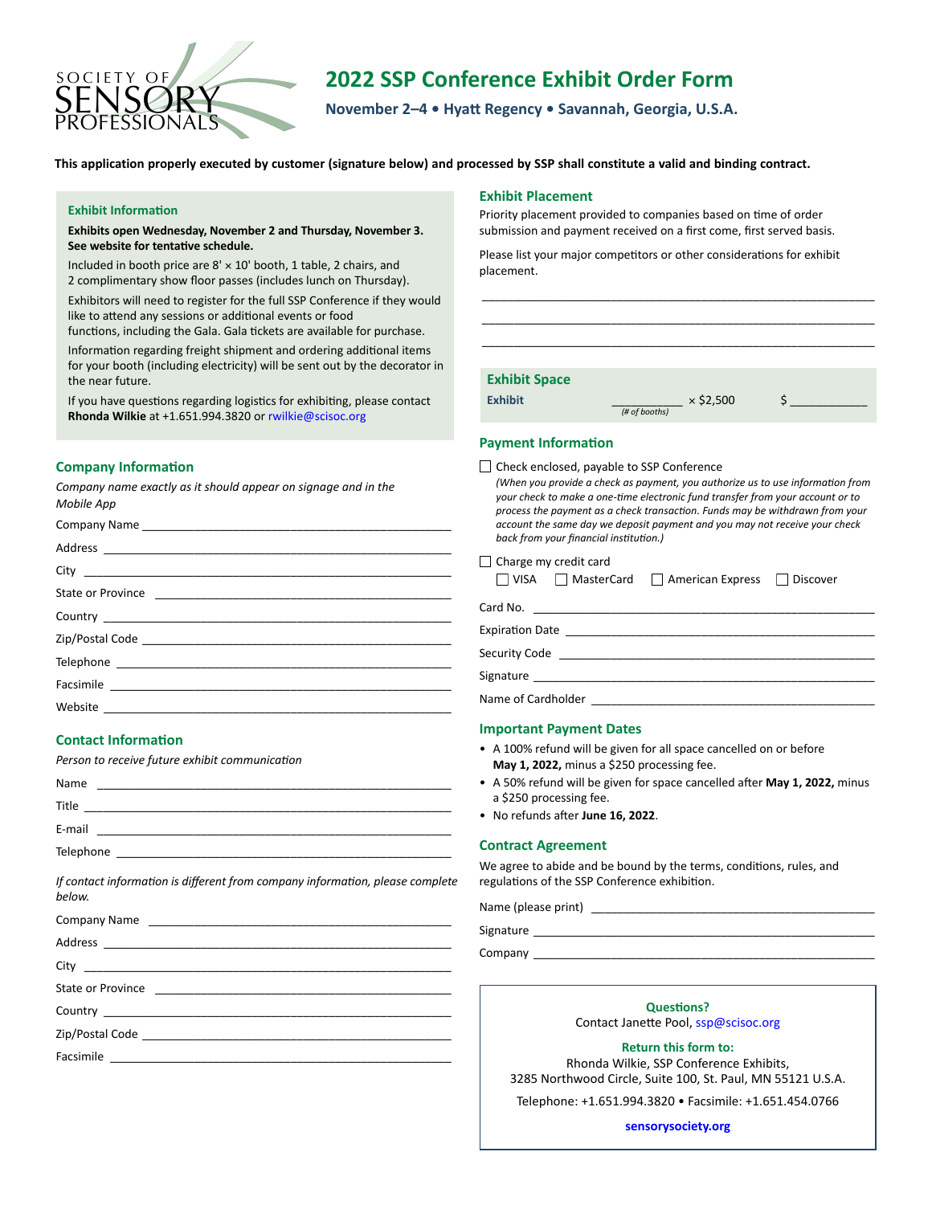SOCIETY OF SENSORY PROFESSIONALS

# 2022 SSP Conference Exhibit Order Form

**November 2–4 • Hyatt Regency • Savannah, Georgia, U.S.A.**

**This application properly executed by customer (signature below) and processed by SSP shall constitute a valid and binding contract.**

### Exhibit Information

**Exhibits open Wednesday, November 2 and Thursday, November 3. See website for tentative schedule.**

Included in booth price are 8' × 10' booth, 1 table, 2 chairs, and 2 complimentary show floor passes (includes lunch on Thursday).

Exhibitors will need to register for the full SSP Conference if they would like to attend any sessions or additional events or food functions, including the Gala. Gala tickets are available for purchase.

Information regarding freight shipment and ordering additional items for your booth (including electricity) will be sent out by the decorator in the near future.

If you have questions regarding logistics for exhibiting, please contact **Rhonda Wilkie** at +1.651.994.3820 or rwilkie@scisoc.org

### Company Information

*Company name exactly as it should appear on signage and in the Mobile App*

Company Name ____________________

Address ____________________

City ____________________

State or Province ____________________

Country ____________________

Zip/Postal Code ____________________

Telephone ____________________

Facsimile ____________________

Website ____________________

### Contact Information

*Person to receive future exhibit communication*

Name ____________________

Title ____________________

E-mail ____________________

Telephone ____________________

*If contact information is different from company information, please complete below.*

Company Name ____________________

Address ____________________

City ____________________

State or Province ____________________

Country ____________________

Zip/Postal Code ____________________

Facsimile ____________________

### Exhibit Placement

Priority placement provided to companies based on time of order submission and payment received on a first come, first served basis.

Please list your major competitors or other considerations for exhibit placement.

____________________

____________________

____________________

### Exhibit Space

**Exhibit** __________ *(# of booths)* × $2,500 $ __________

### Payment Information

☐ Check enclosed, payable to SSP Conference

*(When you provide a check as payment, you authorize us to use information from your check to make a one-time electronic fund transfer from your account or to process the payment as a check transaction. Funds may be withdrawn from your account the same day we deposit payment and you may not receive your check back from your financial institution.)*

☐ Charge my credit card

☐ VISA ☐ MasterCard ☐ American Express ☐ Discover

Card No. ____________________

Expiration Date ____________________

Security Code ____________________

Signature ____________________

Name of Cardholder ____________________

### Important Payment Dates

- A 100% refund will be given for all space cancelled on or before **May 1, 2022,** minus a $250 processing fee.
- A 50% refund will be given for space cancelled after **May 1, 2022,** minus a $250 processing fee.
- No refunds after **June 16, 2022**.

### Contract Agreement

We agree to abide and be bound by the terms, conditions, rules, and regulations of the SSP Conference exhibition.

Name (please print) ____________________

Signature ____________________

Company ____________________

**Questions?**

Contact Janette Pool, ssp@scisoc.org

**Return this form to:**

Rhonda Wilkie, SSP Conference Exhibits,
3285 Northwood Circle, Suite 100, St. Paul, MN 55121 U.S.A.

Telephone: +1.651.994.3820 • Facsimile: +1.651.454.0766

**sensorysociety.org**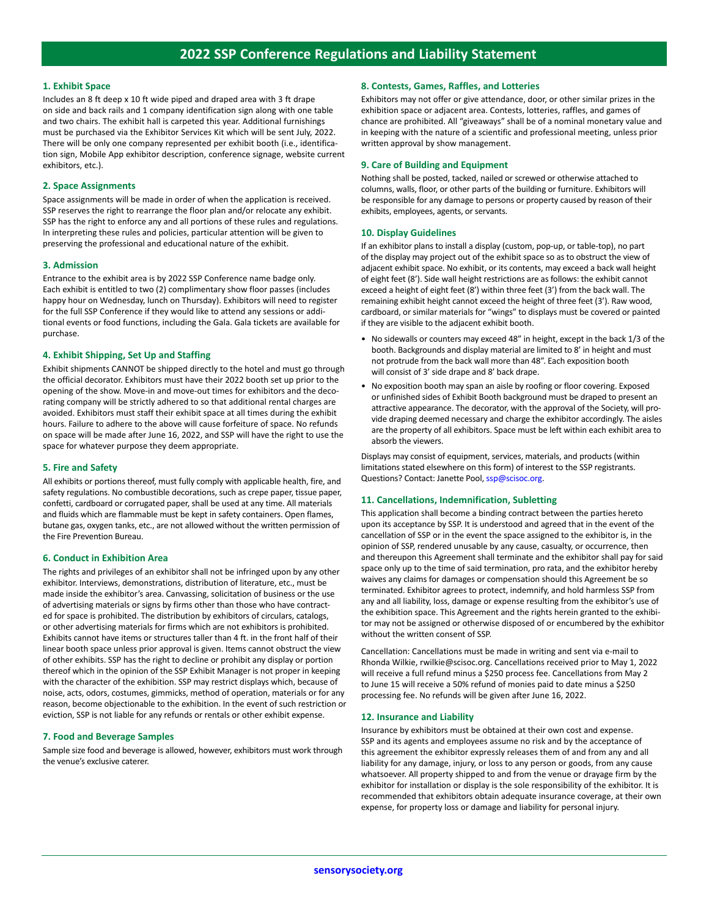# 2022 SSP Conference Regulations and Liability Statement

### 1. Exhibit Space

Includes an 8 ft deep x 10 ft wide piped and draped area with 3 ft drape on side and back rails and 1 company identification sign along with one table and two chairs. The exhibit hall is carpeted this year. Additional furnishings must be purchased via the Exhibitor Services Kit which will be sent July, 2022. There will be only one company represented per exhibit booth (i.e., identification sign, Mobile App exhibitor description, conference signage, website current exhibitors, etc.).

### 2. Space Assignments

Space assignments will be made in order of when the application is received. SSP reserves the right to rearrange the floor plan and/or relocate any exhibit. SSP has the right to enforce any and all portions of these rules and regulations. In interpreting these rules and policies, particular attention will be given to preserving the professional and educational nature of the exhibit.

### 3. Admission

Entrance to the exhibit area is by 2022 SSP Conference name badge only. Each exhibit is entitled to two (2) complimentary show floor passes (includes happy hour on Wednesday, lunch on Thursday). Exhibitors will need to register for the full SSP Conference if they would like to attend any sessions or additional events or food functions, including the Gala. Gala tickets are available for purchase.

### 4. Exhibit Shipping, Set Up and Staffing

Exhibit shipments CANNOT be shipped directly to the hotel and must go through the official decorator. Exhibitors must have their 2022 booth set up prior to the opening of the show. Move-in and move-out times for exhibitors and the decorating company will be strictly adhered to so that additional rental charges are avoided. Exhibitors must staff their exhibit space at all times during the exhibit hours. Failure to adhere to the above will cause forfeiture of space. No refunds on space will be made after June 16, 2022, and SSP will have the right to use the space for whatever purpose they deem appropriate.

### 5. Fire and Safety

All exhibits or portions thereof, must fully comply with applicable health, fire, and safety regulations. No combustible decorations, such as crepe paper, tissue paper, confetti, cardboard or corrugated paper, shall be used at any time. All materials and fluids which are flammable must be kept in safety containers. Open flames, butane gas, oxygen tanks, etc., are not allowed without the written permission of the Fire Prevention Bureau.

### 6. Conduct in Exhibition Area

The rights and privileges of an exhibitor shall not be infringed upon by any other exhibitor. Interviews, demonstrations, distribution of literature, etc., must be made inside the exhibitor's area. Canvassing, solicitation of business or the use of advertising materials or signs by firms other than those who have contracted for space is prohibited. The distribution by exhibitors of circulars, catalogs, or other advertising materials for firms which are not exhibitors is prohibited. Exhibits cannot have items or structures taller than 4 ft. in the front half of their linear booth space unless prior approval is given. Items cannot obstruct the view of other exhibits. SSP has the right to decline or prohibit any display or portion thereof which in the opinion of the SSP Exhibit Manager is not proper in keeping with the character of the exhibition. SSP may restrict displays which, because of noise, acts, odors, costumes, gimmicks, method of operation, materials or for any reason, become objectionable to the exhibition. In the event of such restriction or eviction, SSP is not liable for any refunds or rentals or other exhibit expense.

### 7. Food and Beverage Samples

Sample size food and beverage is allowed, however, exhibitors must work through the venue's exclusive caterer.

### 8. Contests, Games, Raffles, and Lotteries

Exhibitors may not offer or give attendance, door, or other similar prizes in the exhibition space or adjacent area. Contests, lotteries, raffles, and games of chance are prohibited. All "giveaways" shall be of a nominal monetary value and in keeping with the nature of a scientific and professional meeting, unless prior written approval by show management.

### 9. Care of Building and Equipment

Nothing shall be posted, tacked, nailed or screwed or otherwise attached to columns, walls, floor, or other parts of the building or furniture. Exhibitors will be responsible for any damage to persons or property caused by reason of their exhibits, employees, agents, or servants.

### 10. Display Guidelines

If an exhibitor plans to install a display (custom, pop-up, or table-top), no part of the display may project out of the exhibit space so as to obstruct the view of adjacent exhibit space. No exhibit, or its contents, may exceed a back wall height of eight feet (8'). Side wall height restrictions are as follows: the exhibit cannot exceed a height of eight feet (8') within three feet (3') from the back wall. The remaining exhibit height cannot exceed the height of three feet (3'). Raw wood, cardboard, or similar materials for "wings" to displays must be covered or painted if they are visible to the adjacent exhibit booth.

- No sidewalls or counters may exceed 48" in height, except in the back 1/3 of the booth. Backgrounds and display material are limited to 8' in height and must not protrude from the back wall more than 48". Each exposition booth will consist of 3' side drape and 8' back drape.
- No exposition booth may span an aisle by roofing or floor covering. Exposed or unfinished sides of Exhibit Booth background must be draped to present an attractive appearance. The decorator, with the approval of the Society, will provide draping deemed necessary and charge the exhibitor accordingly. The aisles are the property of all exhibitors. Space must be left within each exhibit area to absorb the viewers.

Displays may consist of equipment, services, materials, and products (within limitations stated elsewhere on this form) of interest to the SSP registrants. Questions? Contact: Janette Pool, ssp@scisoc.org.

### 11. Cancellations, Indemnification, Subletting

This application shall become a binding contract between the parties hereto upon its acceptance by SSP. It is understood and agreed that in the event of the cancellation of SSP or in the event the space assigned to the exhibitor is, in the opinion of SSP, rendered unusable by any cause, casualty, or occurrence, then and thereupon this Agreement shall terminate and the exhibitor shall pay for said space only up to the time of said termination, pro rata, and the exhibitor hereby waives any claims for damages or compensation should this Agreement be so terminated. Exhibitor agrees to protect, indemnify, and hold harmless SSP from any and all liability, loss, damage or expense resulting from the exhibitor's use of the exhibition space. This Agreement and the rights herein granted to the exhibitor may not be assigned or otherwise disposed of or encumbered by the exhibitor without the written consent of SSP.

Cancellation: Cancellations must be made in writing and sent via e-mail to Rhonda Wilkie, rwilkie@scisoc.org. Cancellations received prior to May 1, 2022 will receive a full refund minus a $250 process fee. Cancellations from May 2 to June 15 will receive a 50% refund of monies paid to date minus a $250 processing fee. No refunds will be given after June 16, 2022.

### 12. Insurance and Liability

Insurance by exhibitors must be obtained at their own cost and expense. SSP and its agents and employees assume no risk and by the acceptance of this agreement the exhibitor expressly releases them of and from any and all liability for any damage, injury, or loss to any person or goods, from any cause whatsoever. All property shipped to and from the venue or drayage firm by the exhibitor for installation or display is the sole responsibility of the exhibitor. It is recommended that exhibitors obtain adequate insurance coverage, at their own expense, for property loss or damage and liability for personal injury.